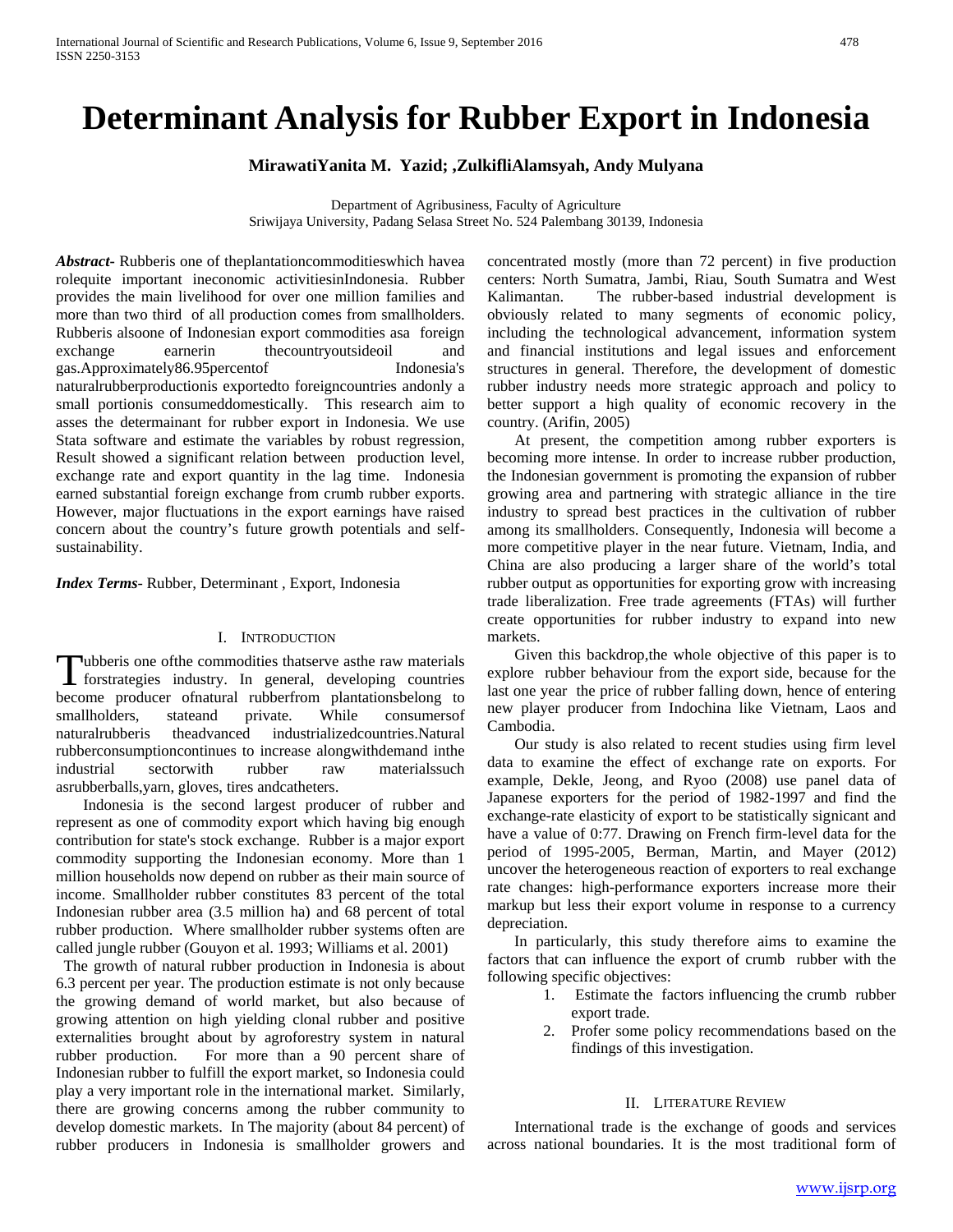# Determinant Analysis for Rubber Export in Indonesia

**MirawatiYanita M. Yazid; ,ZulkifliAlamsyah, Andy Mulyana**

Department of Agribusiness, Faculty of Agriculture
Sriwijaya University, Padang Selasa Street No. 524 Palembang 30139, Indonesia

***Abstract***- Rubberis one of theplantationcommoditieswhich havea rolequite important ineconomic activitiesinIndonesia. Rubber provides the main livelihood for over one million families and more than two third of all production comes from smallholders. Rubberis alsoone of Indonesian export commodities asa foreign exchange earnerin thecountryoutsideoil and gas.Approximately86.95percentof Indonesia's naturalrubberproductionis exportedto foreigncountries andonly a small portionis consumeddomestically. This research aim to asses the determainant for rubber export in Indonesia. We use Stata software and estimate the variables by robust regression, Result showed a significant relation between production level, exchange rate and export quantity in the lag time. Indonesia earned substantial foreign exchange from crumb rubber exports. However, major fluctuations in the export earnings have raised concern about the country's future growth potentials and self-sustainability.

***Index Terms***- Rubber, Determinant , Export, Indonesia

## I. Introduction

Tubberis one ofthe commodities thatserve asthe raw materials forstrategies industry. In general, developing countries become producer ofnatural rubberfrom plantationsbelong to smallholders, stateand private. While consumersof naturalrubberis theadvanced industrializedcountries.Natural rubberconsumptioncontinues to increase alongwithdemand inthe industrial sectorwith rubber raw materialssuch asrubberballs,yarn, gloves, tires andcatheters.

Indonesia is the second largest producer of rubber and represent as one of commodity export which having big enough contribution for state's stock exchange. Rubber is a major export commodity supporting the Indonesian economy. More than 1 million households now depend on rubber as their main source of income. Smallholder rubber constitutes 83 percent of the total Indonesian rubber area (3.5 million ha) and 68 percent of total rubber production. Where smallholder rubber systems often are called jungle rubber (Gouyon et al. 1993; Williams et al. 2001)

The growth of natural rubber production in Indonesia is about 6.3 percent per year. The production estimate is not only because the growing demand of world market, but also because of growing attention on high yielding clonal rubber and positive externalities brought about by agroforestry system in natural rubber production. For more than a 90 percent share of Indonesian rubber to fulfill the export market, so Indonesia could play a very important role in the international market. Similarly, there are growing concerns among the rubber community to develop domestic markets. In The majority (about 84 percent) of rubber producers in Indonesia is smallholder growers and concentrated mostly (more than 72 percent) in five production centers: North Sumatra, Jambi, Riau, South Sumatra and West Kalimantan. The rubber-based industrial development is obviously related to many segments of economic policy, including the technological advancement, information system and financial institutions and legal issues and enforcement structures in general. Therefore, the development of domestic rubber industry needs more strategic approach and policy to better support a high quality of economic recovery in the country. (Arifin, 2005)

At present, the competition among rubber exporters is becoming more intense. In order to increase rubber production, the Indonesian government is promoting the expansion of rubber growing area and partnering with strategic alliance in the tire industry to spread best practices in the cultivation of rubber among its smallholders. Consequently, Indonesia will become a more competitive player in the near future. Vietnam, India, and China are also producing a larger share of the world's total rubber output as opportunities for exporting grow with increasing trade liberalization. Free trade agreements (FTAs) will further create opportunities for rubber industry to expand into new markets.

Given this backdrop,the whole objective of this paper is to explore rubber behaviour from the export side, because for the last one year the price of rubber falling down, hence of entering new player producer from Indochina like Vietnam, Laos and Cambodia.

Our study is also related to recent studies using firm level data to examine the effect of exchange rate on exports. For example, Dekle, Jeong, and Ryoo (2008) use panel data of Japanese exporters for the period of 1982-1997 and find the exchange-rate elasticity of export to be statistically signicant and have a value of 0:77. Drawing on French firm-level data for the period of 1995-2005, Berman, Martin, and Mayer (2012) uncover the heterogeneous reaction of exporters to real exchange rate changes: high-performance exporters increase more their markup but less their export volume in response to a currency depreciation.

In particularly, this study therefore aims to examine the factors that can influence the export of crumb rubber with the following specific objectives:

1. Estimate the factors influencing the crumb rubber export trade.
2. Profer some policy recommendations based on the findings of this investigation.

## II. Literature Review

International trade is the exchange of goods and services across national boundaries. It is the most traditional form of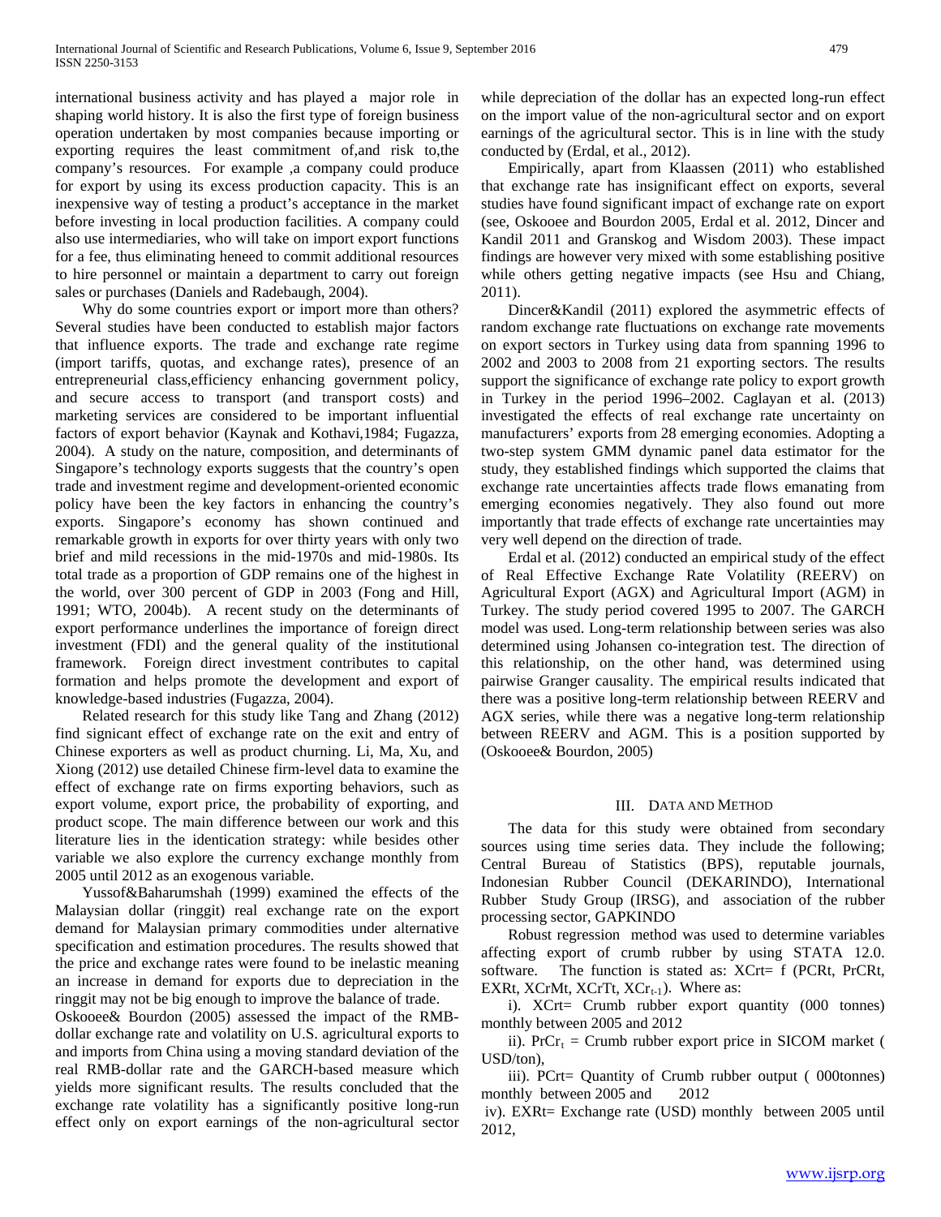international business activity and has played a major role in shaping world history. It is also the first type of foreign business operation undertaken by most companies because importing or exporting requires the least commitment of,and risk to,the company's resources. For example ,a company could produce for export by using its excess production capacity. This is an inexpensive way of testing a product's acceptance in the market before investing in local production facilities. A company could also use intermediaries, who will take on import export functions for a fee, thus eliminating heneed to commit additional resources to hire personnel or maintain a department to carry out foreign sales or purchases (Daniels and Radebaugh, 2004).

Why do some countries export or import more than others? Several studies have been conducted to establish major factors that influence exports. The trade and exchange rate regime (import tariffs, quotas, and exchange rates), presence of an entrepreneurial class,efficiency enhancing government policy, and secure access to transport (and transport costs) and marketing services are considered to be important influential factors of export behavior (Kaynak and Kothavi,1984; Fugazza, 2004). A study on the nature, composition, and determinants of Singapore's technology exports suggests that the country's open trade and investment regime and development-oriented economic policy have been the key factors in enhancing the country's exports. Singapore's economy has shown continued and remarkable growth in exports for over thirty years with only two brief and mild recessions in the mid-1970s and mid-1980s. Its total trade as a proportion of GDP remains one of the highest in the world, over 300 percent of GDP in 2003 (Fong and Hill, 1991; WTO, 2004b). A recent study on the determinants of export performance underlines the importance of foreign direct investment (FDI) and the general quality of the institutional framework. Foreign direct investment contributes to capital formation and helps promote the development and export of knowledge-based industries (Fugazza, 2004).

Related research for this study like Tang and Zhang (2012) find signicant effect of exchange rate on the exit and entry of Chinese exporters as well as product churning. Li, Ma, Xu, and Xiong (2012) use detailed Chinese firm-level data to examine the effect of exchange rate on firms exporting behaviors, such as export volume, export price, the probability of exporting, and product scope. The main difference between our work and this literature lies in the identication strategy: while besides other variable we also explore the currency exchange monthly from 2005 until 2012 as an exogenous variable.

Yussof&Baharumshah (1999) examined the effects of the Malaysian dollar (ringgit) real exchange rate on the export demand for Malaysian primary commodities under alternative specification and estimation procedures. The results showed that the price and exchange rates were found to be inelastic meaning an increase in demand for exports due to depreciation in the ringgit may not be big enough to improve the balance of trade.

Oskooee& Bourdon (2005) assessed the impact of the RMB-dollar exchange rate and volatility on U.S. agricultural exports to and imports from China using a moving standard deviation of the real RMB-dollar rate and the GARCH-based measure which yields more significant results. The results concluded that the exchange rate volatility has a significantly positive long-run effect only on export earnings of the non-agricultural sector while depreciation of the dollar has an expected long-run effect on the import value of the non-agricultural sector and on export earnings of the agricultural sector. This is in line with the study conducted by (Erdal, et al., 2012).

Empirically, apart from Klaassen (2011) who established that exchange rate has insignificant effect on exports, several studies have found significant impact of exchange rate on export (see, Oskooee and Bourdon 2005, Erdal et al. 2012, Dincer and Kandil 2011 and Granskog and Wisdom 2003). These impact findings are however very mixed with some establishing positive while others getting negative impacts (see Hsu and Chiang, 2011).

Dincer&Kandil (2011) explored the asymmetric effects of random exchange rate fluctuations on exchange rate movements on export sectors in Turkey using data from spanning 1996 to 2002 and 2003 to 2008 from 21 exporting sectors. The results support the significance of exchange rate policy to export growth in Turkey in the period 1996–2002. Caglayan et al. (2013) investigated the effects of real exchange rate uncertainty on manufacturers' exports from 28 emerging economies. Adopting a two-step system GMM dynamic panel data estimator for the study, they established findings which supported the claims that exchange rate uncertainties affects trade flows emanating from emerging economies negatively. They also found out more importantly that trade effects of exchange rate uncertainties may very well depend on the direction of trade.

Erdal et al. (2012) conducted an empirical study of the effect of Real Effective Exchange Rate Volatility (REERV) on Agricultural Export (AGX) and Agricultural Import (AGM) in Turkey. The study period covered 1995 to 2007. The GARCH model was used. Long-term relationship between series was also determined using Johansen co-integration test. The direction of this relationship, on the other hand, was determined using pairwise Granger causality. The empirical results indicated that there was a positive long-term relationship between REERV and AGX series, while there was a negative long-term relationship between REERV and AGM. This is a position supported by (Oskooee& Bourdon, 2005)

## III. Data and Method

The data for this study were obtained from secondary sources using time series data. They include the following; Central Bureau of Statistics (BPS), reputable journals, Indonesian Rubber Council (DEKARINDO), International Rubber Study Group (IRSG), and association of the rubber processing sector, GAPKINDO

Robust regression method was used to determine variables affecting export of crumb rubber by using STATA 12.0. software. The function is stated as: XCrt= f (PCRt, PrCRt, EXRt, XCrMt, XCrTt, $XCr_{t-1}$). Where as:

i). XCrt= Crumb rubber export quantity (000 tonnes) monthly between 2005 and 2012

ii). $PrCr_t$ = Crumb rubber export price in SICOM market ( USD/ton),

iii). PCrt= Quantity of Crumb rubber output ( 000tonnes) monthly between 2005 and 2012

iv). EXRt= Exchange rate (USD) monthly between 2005 until 2012,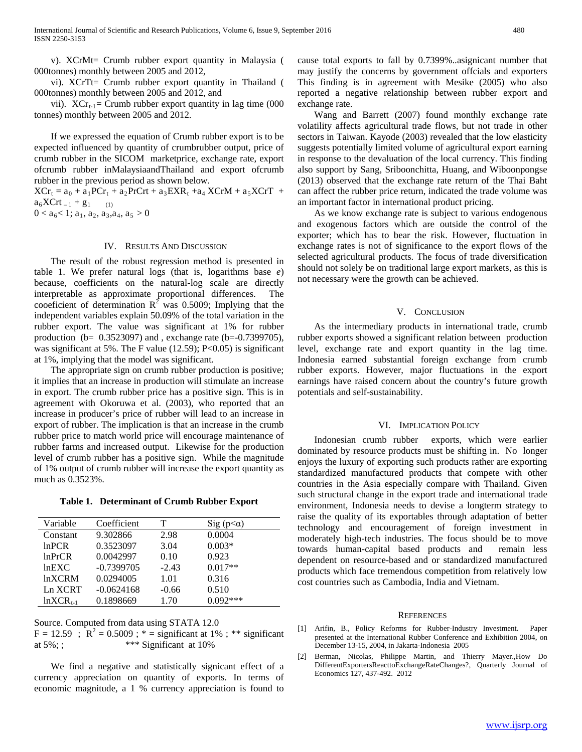v). XCrMt= Crumb rubber export quantity in Malaysia ( 000tonnes) monthly between 2005 and 2012,

vi). XCrTt= Crumb rubber export quantity in Thailand ( 000tonnes) monthly between 2005 and 2012, and

vii). $XCr_{t-1}$= Crumb rubber export quantity in lag time (000 tonnes) monthly between 2005 and 2012.

If we expressed the equation of Crumb rubber export is to be expected influenced by quantity of crumbrubber output, price of crumb rubber in the SICOM marketprice, exchange rate, export ofcrumb rubber inMalaysiaandThailand and export ofcrumb rubber in the previous period as shown below.

$$XCr_t = a_0 + a_1PCr_t + a_2PrCrt + a_3EXR_t + a_4 XCrM + a_5XCrT + a_6XCrt_{-1} + g_1 \quad (1)$$

$$0 < a_6 < 1; a_1, a_2, a_3, a_4, a_5 > 0$$

## IV. Results And Discussion

The result of the robust regression method is presented in table 1. We prefer natural logs (that is, logarithms base *e*) because, coefficients on the natural-log scale are directly interpretable as approximate proportional differences. The cooeficient of determination $R^2$ was 0.5009; Implying that the independent variables explain 50.09% of the total variation in the rubber export. The value was significant at 1% for rubber production (b= 0.3523097) and , exchange rate (b=-0.7399705), was significant at 5%. The F value (12.59); P<0.05) is significant at 1%, implying that the model was significant.

The appropriate sign on crumb rubber production is positive; it implies that an increase in production will stimulate an increase in export. The crumb rubber price has a positive sign. This is in agreement with Okoruwa et al. (2003), who reported that an increase in producer's price of rubber will lead to an increase in export of rubber. The implication is that an increase in the crumb rubber price to match world price will encourage maintenance of rubber farms and increased output. Likewise for the production level of crumb rubber has a positive sign. While the magnitude of 1% output of crumb rubber will increase the export quantity as much as 0.3523%.

**Table 1. Determinant of Crumb Rubber Export**

| Variable | Coefficient | T | Sig (p<α) |
|---|---|---|---|
| Constant | 9.302866 | 2.98 | 0.0004 |
| lnPCR | 0.3523097 | 3.04 | 0.003* |
| lnPrCR | 0.0042997 | 0.10 | 0.923 |
| lnEXC | -0.7399705 | -2.43 | 0.017** |
| lnXCRM | 0.0294005 | 1.01 | 0.316 |
| Ln XCRT | -0.0624168 | -0.66 | 0.510 |
| $lnXCR_{t-1}$ | 0.1898669 | 1.70 | 0.092*** |

Source. Computed from data using STATA 12.0
F = 12.59 ; $R^2$ = 0.5009 ; * = significant at 1% ; ** significant at 5%; ; *** Significant at 10%

We find a negative and statistically signicant effect of a currency appreciation on quantity of exports. In terms of economic magnitude, a 1 % currency appreciation is found to cause total exports to fall by 0.7399%..asignicant number that may justify the concerns by government offcials and exporters This finding is in agreement with Mesike (2005) who also reported a negative relationship between rubber export and exchange rate.

Wang and Barrett (2007) found monthly exchange rate volatility affects agricultural trade flows, but not trade in other sectors in Taiwan. Kayode (2003) revealed that the low elasticity suggests potentially limited volume of agricultural export earning in response to the devaluation of the local currency. This finding also support by Sang, Sriboonchitta, Huang, and Wiboonpongse (2013) observed that the exchange rate return of the Thai Baht can affect the rubber price return, indicated the trade volume was an important factor in international product pricing.

As we know exchange rate is subject to various endogenous and exogenous factors which are outside the control of the exporter; which has to bear the risk. However, fluctuation in exchange rates is not of significance to the export flows of the selected agricultural products. The focus of trade diversification should not solely be on traditional large export markets, as this is not necessary were the growth can be achieved.

## V. Conclusion

As the intermediary products in international trade, crumb rubber exports showed a significant relation between production level, exchange rate and export quantity in the lag time. Indonesia earned substantial foreign exchange from crumb rubber exports. However, major fluctuations in the export earnings have raised concern about the country's future growth potentials and self-sustainability.

## VI. Implication Policy

Indonesian crumb rubber exports, which were earlier dominated by resource products must be shifting in. No longer enjoys the luxury of exporting such products rather are exporting standardized manufactured products that compete with other countries in the Asia especially compare with Thailand. Given such structural change in the export trade and international trade environment, Indonesia needs to devise a longterm strategy to raise the quality of its exportables through adaptation of better technology and encouragement of foreign investment in moderately high-tech industries. The focus should be to move towards human-capital based products and remain less dependent on resource-based and or standardized manufactured products which face tremendous competition from relatively low cost countries such as Cambodia, India and Vietnam.

## References

[1] Arifin, B., Policy Reforms for Rubber-Industry Investment. Paper presented at the International Rubber Conference and Exhibition 2004, on December 13-15, 2004, in Jakarta-Indonesia 2005

[2] Berman, Nicolas, Philippe Martin, and Thierry Mayer.,How Do DifferentExportersReacttoExchangeRateChanges?, Quarterly Journal of Economics 127, 437-492. 2012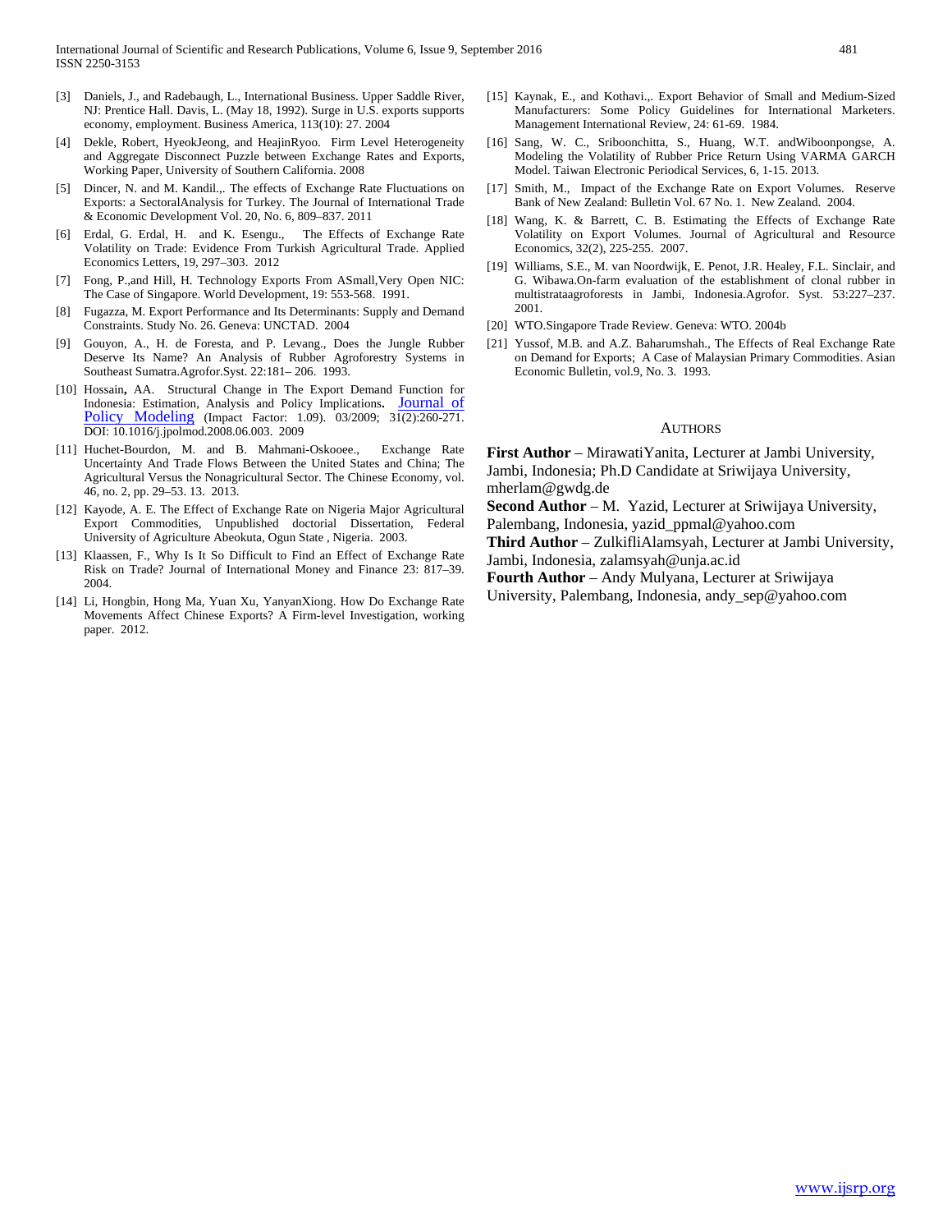[3] Daniels, J., and Radebaugh, L., International Business. Upper Saddle River, NJ: Prentice Hall. Davis, L. (May 18, 1992). Surge in U.S. exports supports economy, employment. Business America, 113(10): 27. 2004

[4] Dekle, Robert, HyeokJeong, and HeajinRyoo. Firm Level Heterogeneity and Aggregate Disconnect Puzzle between Exchange Rates and Exports, Working Paper, University of Southern California. 2008

[5] Dincer, N. and M. Kandil.,. The effects of Exchange Rate Fluctuations on Exports: a SectoralAnalysis for Turkey. The Journal of International Trade & Economic Development Vol. 20, No. 6, 809–837. 2011

[6] Erdal, G. Erdal, H. and K. Esengu., The Effects of Exchange Rate Volatility on Trade: Evidence From Turkish Agricultural Trade. Applied Economics Letters, 19, 297–303. 2012

[7] Fong, P.,and Hill, H. Technology Exports From ASmall,Very Open NIC: The Case of Singapore. World Development, 19: 553-568. 1991.

[8] Fugazza, M. Export Performance and Its Determinants: Supply and Demand Constraints. Study No. 26. Geneva: UNCTAD. 2004

[9] Gouyon, A., H. de Foresta, and P. Levang., Does the Jungle Rubber Deserve Its Name? An Analysis of Rubber Agroforestry Systems in Southeast Sumatra.Agrofor.Syst. 22:181– 206. 1993.

[10] Hossain**,** AA. Structural Change in The Export Demand Function for Indonesia: Estimation, Analysis and Policy Implications**.** Journal of Policy Modeling (Impact Factor: 1.09). 03/2009; 31(2):260-271. DOI: 10.1016/j.jpolmod.2008.06.003. 2009

[11] Huchet-Bourdon, M. and B. Mahmani-Oskooee., Exchange Rate Uncertainty And Trade Flows Between the United States and China; The Agricultural Versus the Nonagricultural Sector. The Chinese Economy, vol. 46, no. 2, pp. 29–53. 13. 2013.

[12] Kayode, A. E. The Effect of Exchange Rate on Nigeria Major Agricultural Export Commodities, Unpublished doctorial Dissertation, Federal University of Agriculture Abeokuta, Ogun State , Nigeria. 2003.

[13] Klaassen, F., Why Is It So Difficult to Find an Effect of Exchange Rate Risk on Trade? Journal of International Money and Finance 23: 817–39. 2004.

[14] Li, Hongbin, Hong Ma, Yuan Xu, YanyanXiong. How Do Exchange Rate Movements Affect Chinese Exports? A Firm-level Investigation, working paper. 2012.

[15] Kaynak, E., and Kothavi.,. Export Behavior of Small and Medium-Sized Manufacturers: Some Policy Guidelines for International Marketers. Management International Review, 24: 61-69. 1984.

[16] Sang, W. C., Sriboonchitta, S., Huang, W.T. andWiboonpongse, A. Modeling the Volatility of Rubber Price Return Using VARMA GARCH Model. Taiwan Electronic Periodical Services, 6, 1-15. 2013.

[17] Smith, M., Impact of the Exchange Rate on Export Volumes. Reserve Bank of New Zealand: Bulletin Vol. 67 No. 1. New Zealand. 2004.

[18] Wang, K. & Barrett, C. B. Estimating the Effects of Exchange Rate Volatility on Export Volumes. Journal of Agricultural and Resource Economics, 32(2), 225-255. 2007.

[19] Williams, S.E., M. van Noordwijk, E. Penot, J.R. Healey, F.L. Sinclair, and G. Wibawa.On-farm evaluation of the establishment of clonal rubber in multistrataagroforests in Jambi, Indonesia.Agrofor. Syst. 53:227–237. 2001.

[20] WTO.Singapore Trade Review. Geneva: WTO. 2004b

[21] Yussof, M.B. and A.Z. Baharumshah., The Effects of Real Exchange Rate on Demand for Exports; A Case of Malaysian Primary Commodities. Asian Economic Bulletin, vol.9, No. 3. 1993.

## AUTHORS

**First Author** – MirawatiYanita, Lecturer at Jambi University, Jambi, Indonesia; Ph.D Candidate at Sriwijaya University, mherlam@gwdg.de

**Second Author** – M. Yazid, Lecturer at Sriwijaya University, Palembang, Indonesia, yazid_ppmal@yahoo.com

**Third Author** – ZulkifliAlamsyah, Lecturer at Jambi University, Jambi, Indonesia, zalamsyah@unja.ac.id

**Fourth Author** – Andy Mulyana, Lecturer at Sriwijaya University, Palembang, Indonesia, andy_sep@yahoo.com